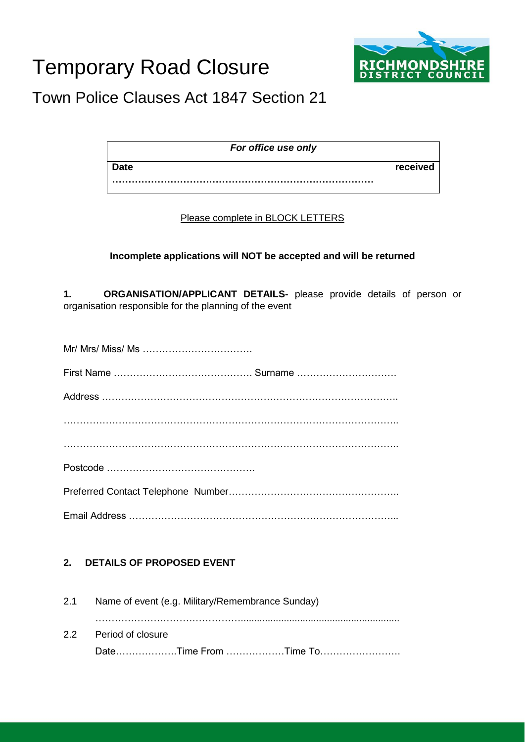# Temporary Road Closure

## Town Police Clauses Act 1847 Section 21

| *For office use only* |
|---|
| **Date received** ………………………………………………………………… |

Please complete in BLOCK LETTERS

**Incompleted applications will NOT be accepted and will be returned**

**1. ORGANISATION/APPLICANT DETAILS-** please provide details of person or organisation responsible for the planning of the event

Mr/ Mrs/ Miss/ Ms …………………………….

First Name ……………………………………. Surname ………………………….

Address …………………………………………………………………………………..

…………………………………………………………………………………………..

…………………………………………………………………………………………..

Postcode ……………………………………….

Preferred Contact Telephone Number……………………………………………..

Email Address ………………………………………………………………………...

**2. DETAILS OF PROPOSED EVENT**

2.1 Name of event (e.g. Military/Remembrance Sunday)

…………………………………………………………………………………………

2.2 Period of closure

Date……………….Time From ………………Time To…………………….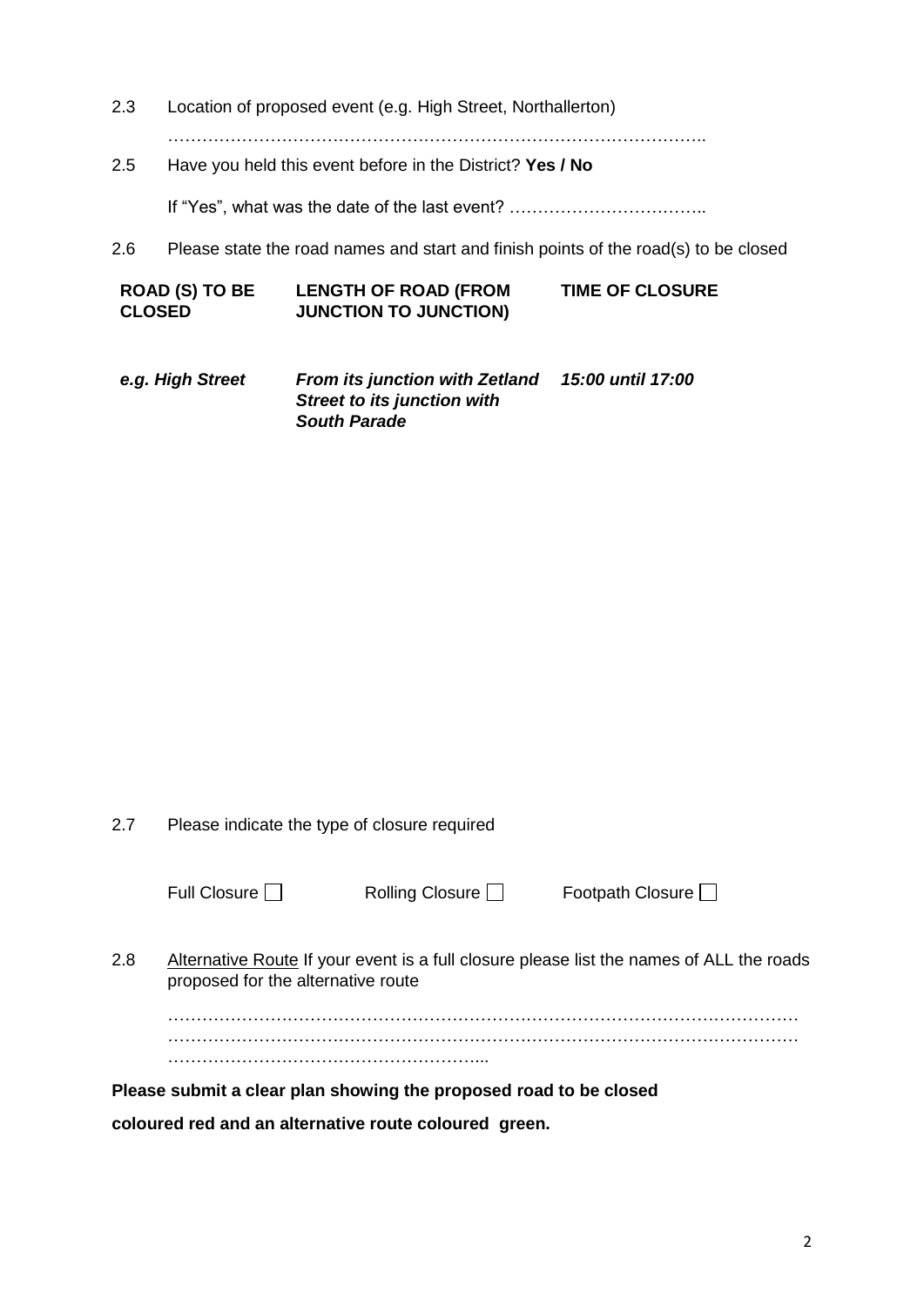2.3 Location of proposed event (e.g. High Street, Northallerton)

……………………………………………………………………………………..

2.5 Have you held this event before in the District? **Yes / No**

If "Yes", what was the date of the last event? ……………………………..

2.6 Please state the road names and start and finish points of the road(s) to be closed

| ROAD (S) TO BE CLOSED | LENGTH OF ROAD (FROM JUNCTION TO JUNCTION) | TIME OF CLOSURE |
|---|---|---|
| ***e.g. High Street*** | ***From its junction with Zetland Street to its junction with South Parade*** | ***15:00 until 17:00*** |

2.7 Please indicate the type of closure required

Full Closure ☐ Rolling Closure ☐ Footpath Closure ☐

2.8 Alternative Route If your event is a full closure please list the names of ALL the roads proposed for the alternative route

…………………………………………………………………………………………………
…………………………………………………………………………………………………
………………………………………………...

**Please submit a clear plan showing the proposed road to be closed coloured red and an alternative route coloured green.**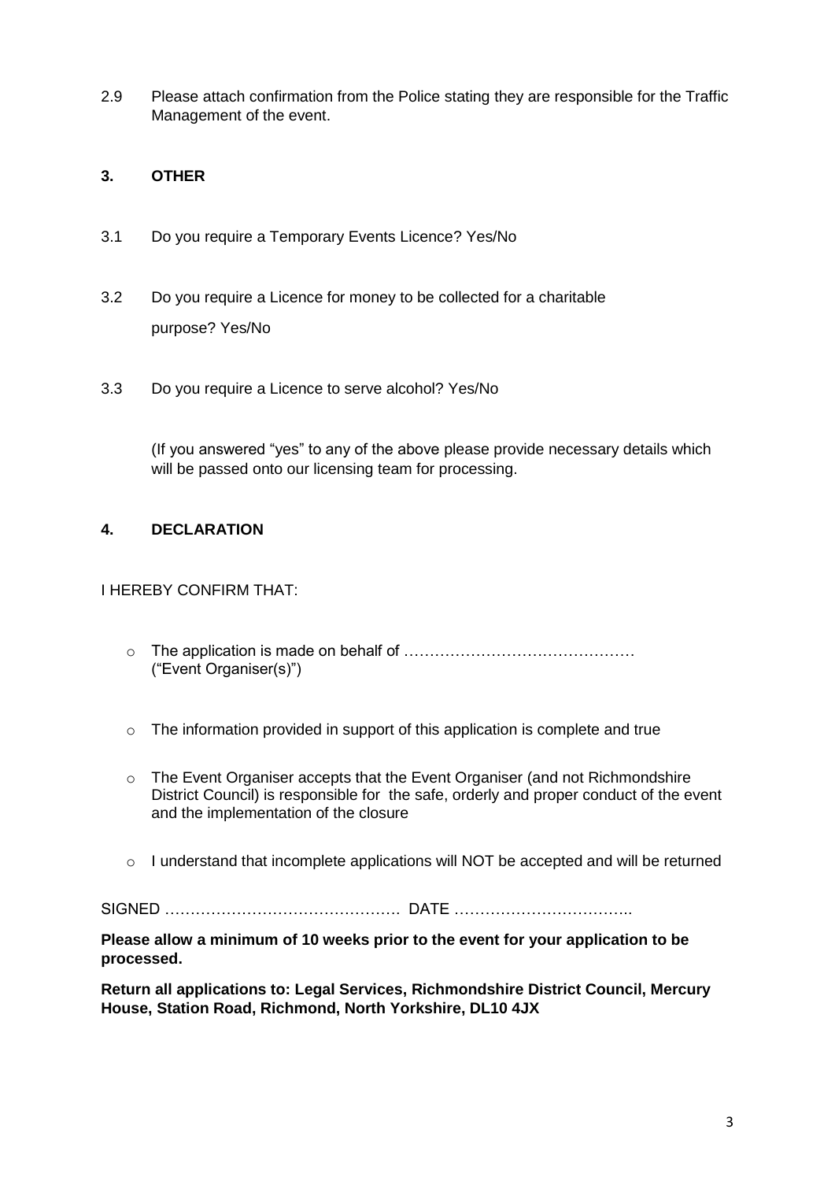2.9 Please attach confirmation from the Police stating they are responsible for the Traffic Management of the event.

## 3. OTHER

3.1 Do you require a Temporary Events Licence? Yes/No

3.2 Do you require a Licence for money to be collected for a charitable purpose? Yes/No

3.3 Do you require a Licence to serve alcohol? Yes/No

(If you answered "yes" to any of the above please provide necessary details which will be passed onto our licensing team for processing.

## 4. DECLARATION

I HEREBY CONFIRM THAT:

- The application is made on behalf of ……………………………………… ("Event Organiser(s)")
- The information provided in support of this application is complete and true
- The Event Organiser accepts that the Event Organiser (and not Richmondshire District Council) is responsible for the safe, orderly and proper conduct of the event and the implementation of the closure
- I understand that incomplete applications will NOT be accepted and will be returned

SIGNED ………………………………………. DATE ……………………………..

**Please allow a minimum of 10 weeks prior to the event for your application to be processed.**

**Return all applications to: Legal Services, Richmondshire District Council, Mercury House, Station Road, Richmond, North Yorkshire, DL10 4JX**